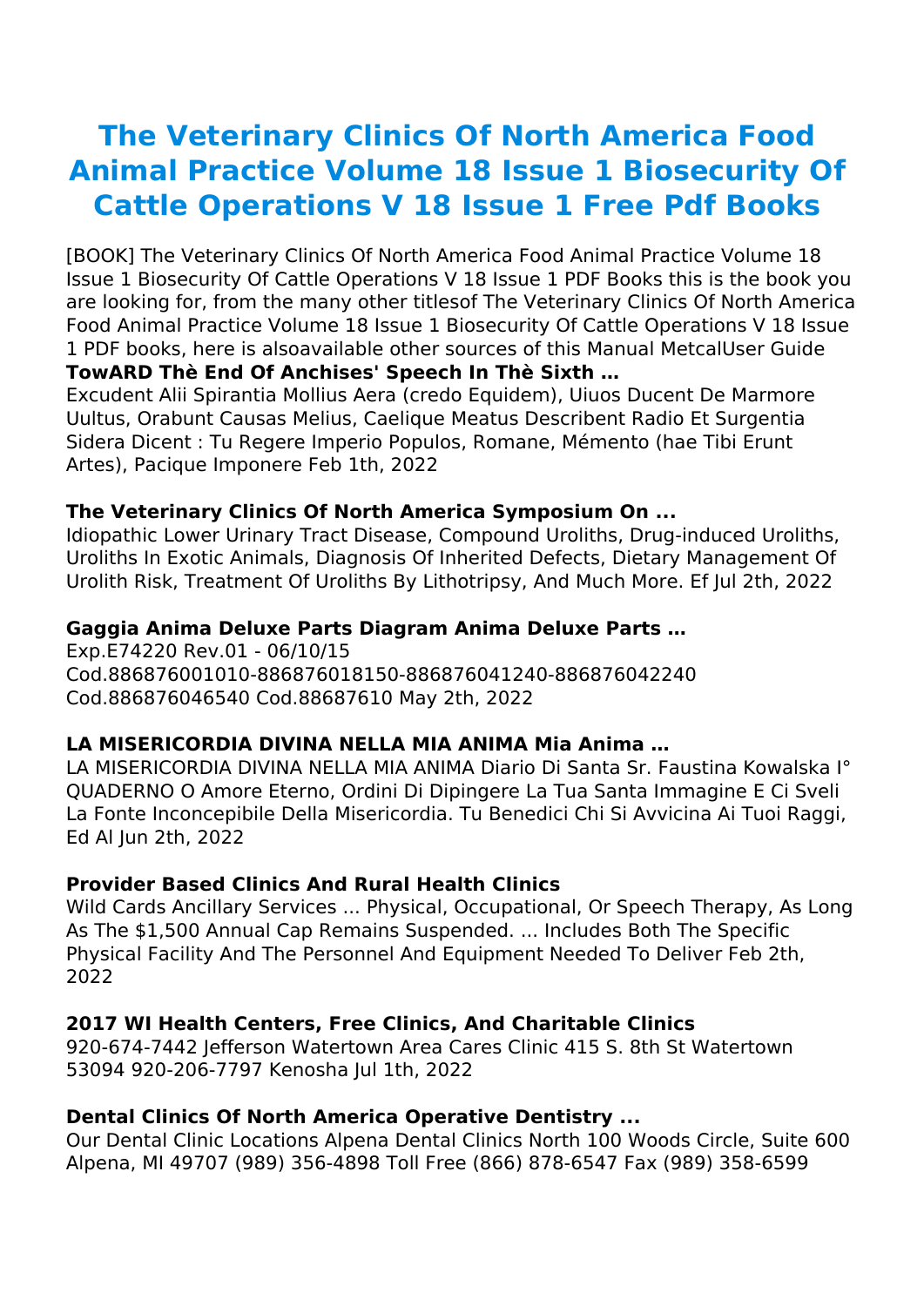# The Veterinary Clinics Of North America Food Animal Practice Volume 18 Issue 1 Biosecurity Of Cattle Operations V 18 Issue 1 Free Pdf Books

[BOOK] The Veterinary Clinics Of North America Food Animal Practice Volume 18 Issue 1 Biosecurity Of Cattle Operations V 18 Issue 1 PDF Books this is the book you are looking for, from the many other titlesof The Veterinary Clinics Of North America Food Animal Practice Volume 18 Issue 1 Biosecurity Of Cattle Operations V 18 Issue 1 PDF books, here is alsoavailable other sources of this Manual MetcalUser Guide

**TowARD Thè End Of Anchises' Speech In Thè Sixth …**

Excudent Alii Spirantia Mollius Aera (credo Equidem), Uiuos Ducent De Marmore Uultus, Orabunt Causas Melius, Caelique Meatus Describent Radio Et Surgentia Sidera Dicent : Tu Regere Imperio Populos, Romane, Mémento (hae Tibi Erunt Artes), Pacique Imponere Feb 1th, 2022

**The Veterinary Clinics Of North America Symposium On ...**

Idiopathic Lower Urinary Tract Disease, Compound Uroliths, Drug-induced Uroliths, Uroliths In Exotic Animals, Diagnosis Of Inherited Defects, Dietary Management Of Urolith Risk, Treatment Of Uroliths By Lithotripsy, And Much More. Ef Jul 2th, 2022

**Gaggia Anima Deluxe Parts Diagram Anima Deluxe Parts …**

Exp.E74220 Rev.01 - 06/10/15
Cod.886876001010-886876018150-886876041240-886876042240
Cod.886876046540 Cod.88687610 May 2th, 2022

**LA MISERICORDIA DIVINA NELLA MIA ANIMA Mia Anima …**

LA MISERICORDIA DIVINA NELLA MIA ANIMA Diario Di Santa Sr. Faustina Kowalska I° QUADERNO O Amore Eterno, Ordini Di Dipingere La Tua Santa Immagine E Ci Sveli La Fonte Inconcepibile Della Misericordia. Tu Benedici Chi Si Avvicina Ai Tuoi Raggi, Ed Al Jun 2th, 2022

**Provider Based Clinics And Rural Health Clinics**

Wild Cards Ancillary Services ... Physical, Occupational, Or Speech Therapy, As Long As The $1,500 Annual Cap Remains Suspended. ... Includes Both The Specific Physical Facility And The Personnel And Equipment Needed To Deliver Feb 2th, 2022

**2017 WI Health Centers, Free Clinics, And Charitable Clinics**

920-674-7442 Jefferson Watertown Area Cares Clinic 415 S. 8th St Watertown 53094 920-206-7797 Kenosha Jul 1th, 2022

**Dental Clinics Of North America Operative Dentistry ...**

Our Dental Clinic Locations Alpena Dental Clinics North 100 Woods Circle, Suite 600 Alpena, MI 49707 (989) 356-4898 Toll Free (866) 878-6547 Fax (989) 358-6599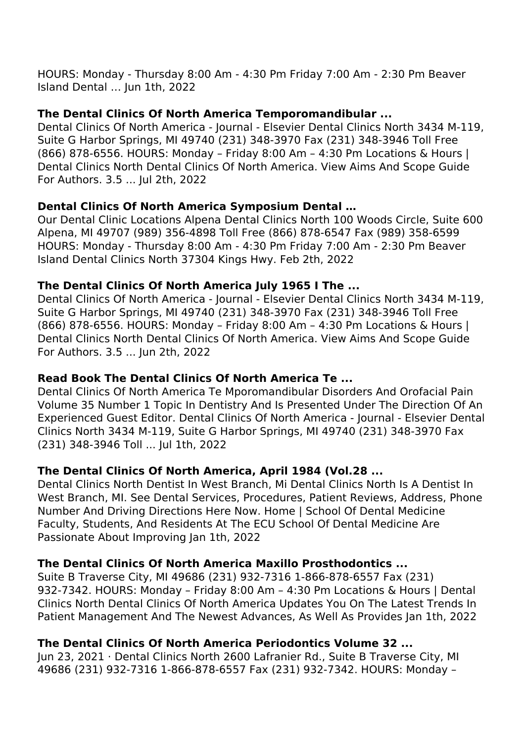HOURS: Monday - Thursday 8:00 Am - 4:30 Pm Friday 7:00 Am - 2:30 Pm Beaver Island Dental … Jun 1th, 2022

### The Dental Clinics Of North America Temporomandibular ...

Dental Clinics Of North America - Journal - Elsevier Dental Clinics North 3434 M-119, Suite G Harbor Springs, MI 49740 (231) 348-3970 Fax (231) 348-3946 Toll Free (866) 878-6556. HOURS: Monday – Friday 8:00 Am – 4:30 Pm Locations & Hours | Dental Clinics North Dental Clinics Of North America. View Aims And Scope Guide For Authors. 3.5 ... Jul 2th, 2022

### Dental Clinics Of North America Symposium Dental …

Our Dental Clinic Locations Alpena Dental Clinics North 100 Woods Circle, Suite 600 Alpena, MI 49707 (989) 356-4898 Toll Free (866) 878-6547 Fax (989) 358-6599 HOURS: Monday - Thursday 8:00 Am - 4:30 Pm Friday 7:00 Am - 2:30 Pm Beaver Island Dental Clinics North 37304 Kings Hwy. Feb 2th, 2022

### The Dental Clinics Of North America July 1965 I The ...

Dental Clinics Of North America - Journal - Elsevier Dental Clinics North 3434 M-119, Suite G Harbor Springs, MI 49740 (231) 348-3970 Fax (231) 348-3946 Toll Free (866) 878-6556. HOURS: Monday – Friday 8:00 Am – 4:30 Pm Locations & Hours | Dental Clinics North Dental Clinics Of North America. View Aims And Scope Guide For Authors. 3.5 ... Jun 2th, 2022

### Read Book The Dental Clinics Of North America Te ...

Dental Clinics Of North America Te Mporomandibular Disorders And Orofacial Pain Volume 35 Number 1 Topic In Dentistry And Is Presented Under The Direction Of An Experienced Guest Editor. Dental Clinics Of North America - Journal - Elsevier Dental Clinics North 3434 M-119, Suite G Harbor Springs, MI 49740 (231) 348-3970 Fax (231) 348-3946 Toll ... Jul 1th, 2022

### The Dental Clinics Of North America, April 1984 (Vol.28 ...

Dental Clinics North Dentist In West Branch, Mi Dental Clinics North Is A Dentist In West Branch, MI. See Dental Services, Procedures, Patient Reviews, Address, Phone Number And Driving Directions Here Now. Home | School Of Dental Medicine Faculty, Students, And Residents At The ECU School Of Dental Medicine Are Passionate About Improving Jan 1th, 2022

### The Dental Clinics Of North America Maxillo Prosthodontics ...

Suite B Traverse City, MI 49686 (231) 932-7316 1-866-878-6557 Fax (231) 932-7342. HOURS: Monday – Friday 8:00 Am – 4:30 Pm Locations & Hours | Dental Clinics North Dental Clinics Of North America Updates You On The Latest Trends In Patient Management And The Newest Advances, As Well As Provides Jan 1th, 2022

### The Dental Clinics Of North America Periodontics Volume 32 ...

Jun 23, 2021 · Dental Clinics North 2600 Lafranier Rd., Suite B Traverse City, MI 49686 (231) 932-7316 1-866-878-6557 Fax (231) 932-7342. HOURS: Monday –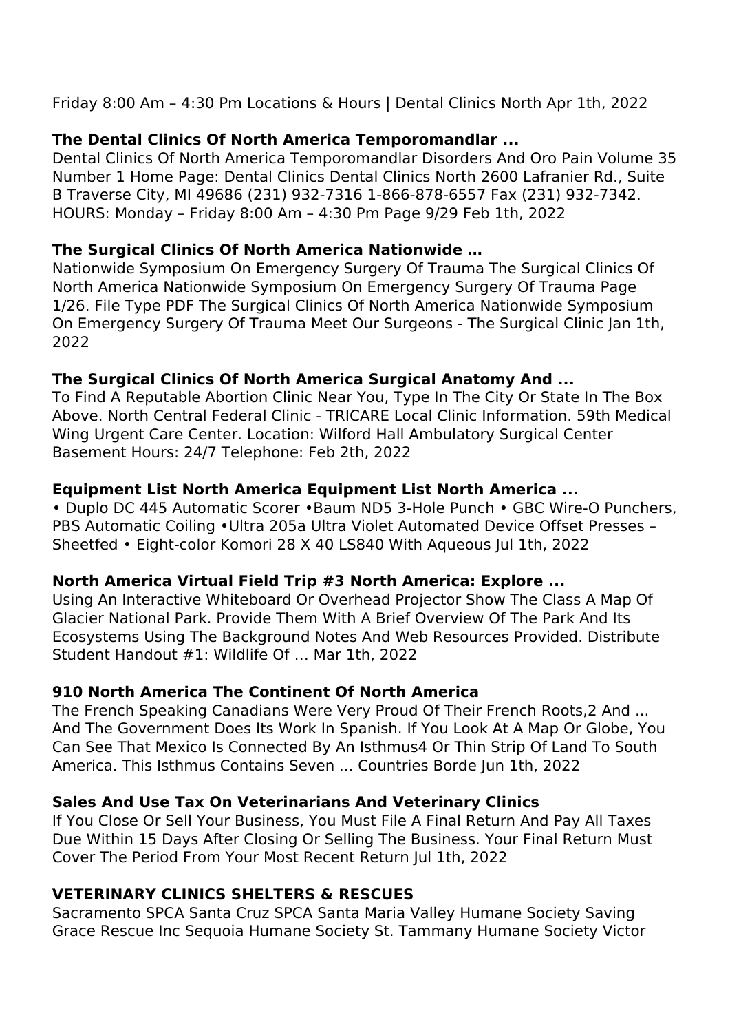Friday 8:00 Am – 4:30 Pm Locations & Hours | Dental Clinics North Apr 1th, 2022

### The Dental Clinics Of North America Temporomandlar ...

Dental Clinics Of North America Temporomandlar Disorders And Oro Pain Volume 35 Number 1 Home Page: Dental Clinics Dental Clinics North 2600 Lafranier Rd., Suite B Traverse City, MI 49686 (231) 932-7316 1-866-878-6557 Fax (231) 932-7342. HOURS: Monday – Friday 8:00 Am – 4:30 Pm Page 9/29 Feb 1th, 2022

### The Surgical Clinics Of North America Nationwide …

Nationwide Symposium On Emergency Surgery Of Trauma The Surgical Clinics Of North America Nationwide Symposium On Emergency Surgery Of Trauma Page 1/26. File Type PDF The Surgical Clinics Of North America Nationwide Symposium On Emergency Surgery Of Trauma Meet Our Surgeons - The Surgical Clinic Jan 1th, 2022

### The Surgical Clinics Of North America Surgical Anatomy And ...

To Find A Reputable Abortion Clinic Near You, Type In The City Or State In The Box Above. North Central Federal Clinic - TRICARE Local Clinic Information. 59th Medical Wing Urgent Care Center. Location: Wilford Hall Ambulatory Surgical Center Basement Hours: 24/7 Telephone: Feb 2th, 2022

### Equipment List North America Equipment List North America ...

• Duplo DC 445 Automatic Scorer •Baum ND5 3-Hole Punch • GBC Wire-O Punchers, PBS Automatic Coiling •Ultra 205a Ultra Violet Automated Device Offset Presses – Sheetfed • Eight-color Komori 28 X 40 LS840 With Aqueous Jul 1th, 2022

### North America Virtual Field Trip #3 North America: Explore ...

Using An Interactive Whiteboard Or Overhead Projector Show The Class A Map Of Glacier National Park. Provide Them With A Brief Overview Of The Park And Its Ecosystems Using The Background Notes And Web Resources Provided. Distribute Student Handout #1: Wildlife Of … Mar 1th, 2022

### 910 North America The Continent Of North America

The French Speaking Canadians Were Very Proud Of Their French Roots,2 And ... And The Government Does Its Work In Spanish. If You Look At A Map Or Globe, You Can See That Mexico Is Connected By An Isthmus4 Or Thin Strip Of Land To South America. This Isthmus Contains Seven ... Countries Borde Jun 1th, 2022

### Sales And Use Tax On Veterinarians And Veterinary Clinics

If You Close Or Sell Your Business, You Must File A Final Return And Pay All Taxes Due Within 15 Days After Closing Or Selling The Business. Your Final Return Must Cover The Period From Your Most Recent Return Jul 1th, 2022

### VETERINARY CLINICS SHELTERS & RESCUES

Sacramento SPCA Santa Cruz SPCA Santa Maria Valley Humane Society Saving Grace Rescue Inc Sequoia Humane Society St. Tammany Humane Society Victor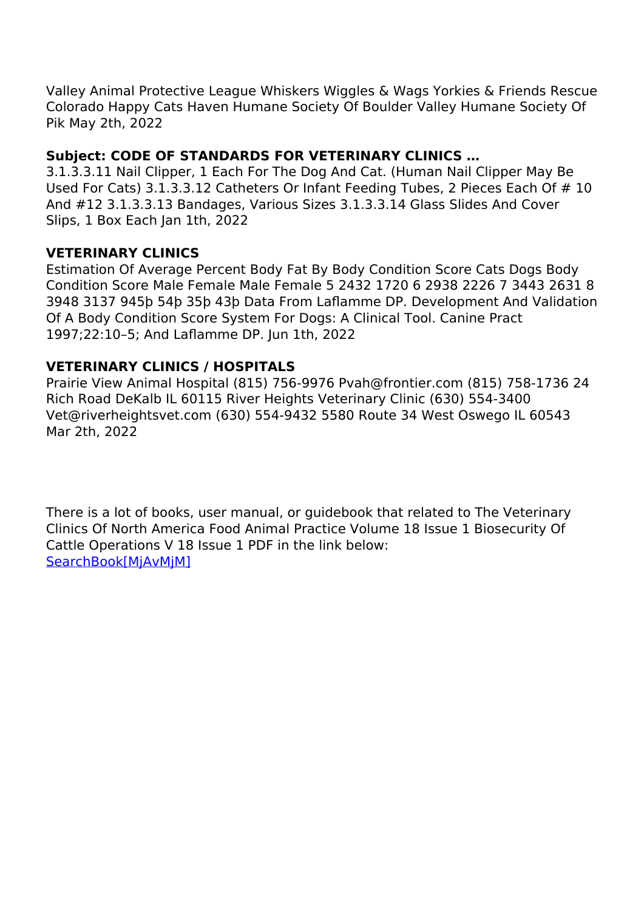Valley Animal Protective League Whiskers Wiggles & Wags Yorkies & Friends Rescue Colorado Happy Cats Haven Humane Society Of Boulder Valley Humane Society Of Pik May 2th, 2022

**Subject: CODE OF STANDARDS FOR VETERINARY CLINICS …**

3.1.3.3.11 Nail Clipper, 1 Each For The Dog And Cat. (Human Nail Clipper May Be Used For Cats) 3.1.3.3.12 Catheters Or Infant Feeding Tubes, 2 Pieces Each Of # 10 And #12 3.1.3.3.13 Bandages, Various Sizes 3.1.3.3.14 Glass Slides And Cover Slips, 1 Box Each Jan 1th, 2022

**VETERINARY CLINICS**

Estimation Of Average Percent Body Fat By Body Condition Score Cats Dogs Body Condition Score Male Female Male Female 5 2432 1720 6 2938 2226 7 3443 2631 8 3948 3137 945þ 54þ 35þ 43þ Data From Laflamme DP. Development And Validation Of A Body Condition Score System For Dogs: A Clinical Tool. Canine Pract 1997;22:10–5; And Laflamme DP. Jun 1th, 2022

**VETERINARY CLINICS / HOSPITALS**

Prairie View Animal Hospital (815) 756-9976 Pvah@frontier.com (815) 758-1736 24 Rich Road DeKalb IL 60115 River Heights Veterinary Clinic (630) 554-3400 Vet@riverheightsvet.com (630) 554-9432 5580 Route 34 West Oswego IL 60543 Mar 2th, 2022

There is a lot of books, user manual, or guidebook that related to The Veterinary Clinics Of North America Food Animal Practice Volume 18 Issue 1 Biosecurity Of Cattle Operations V 18 Issue 1 PDF in the link below:
SearchBook[MjAvMjM]